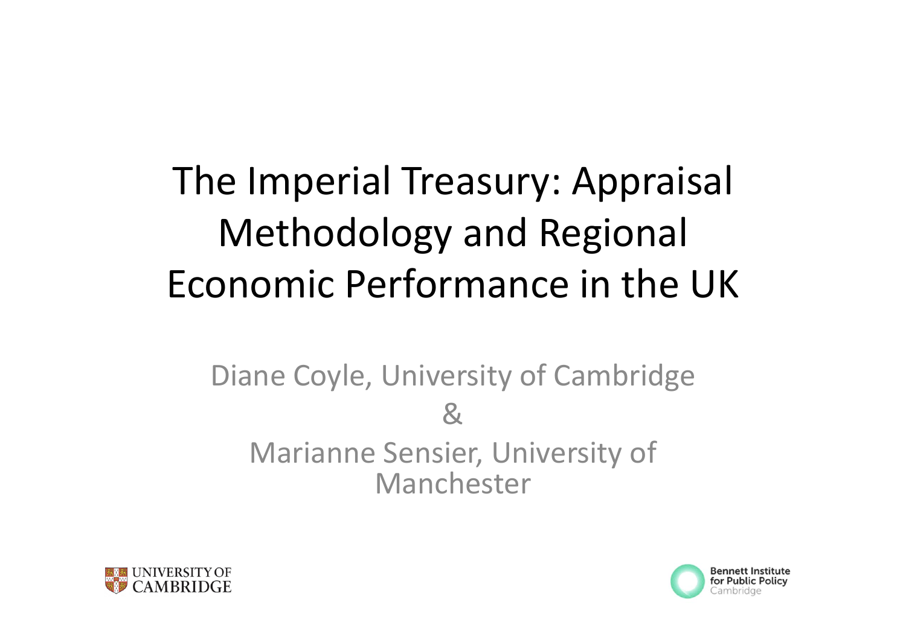# The Imperial Treasury: Appraisal Methodology and Regional Economic Performance in the UK

Diane Coyle, University of Cambridge

&

Marianne Sensier, University of Manchester

UNIVERSITY OF CAMBRIDGE

Bennett Institute for Public Policy Cambridge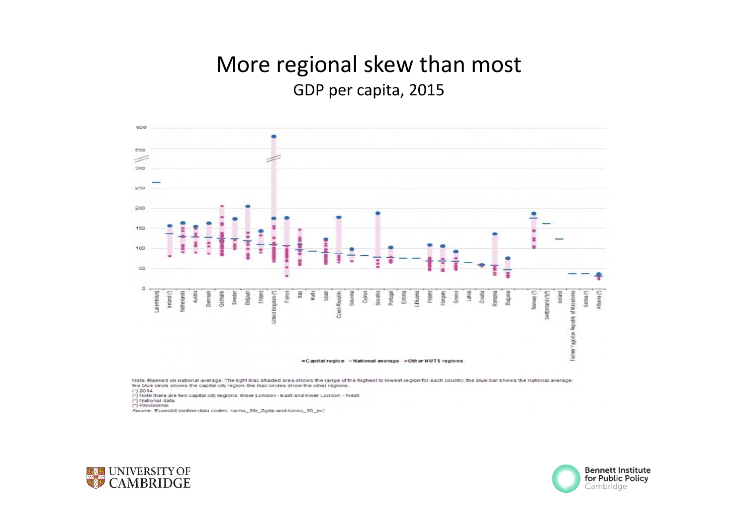# More regional skew than most

## GDP per capita, 2015

Note: Ranked on national average. The light lilac shaded area shows the range of the highest to lowest region for each country; the blue bar shows the national average; the blue circle shows the capital city region; the lilac circles show the other regions.
(¹) 2014.
(²) Note there are two capital city regions: Inner London - East and Inner London - West.
(³) National data.
(⁴) Provisional.
Source: Eurostat (online data codes: nama_10r_2gdp and nama_10_pc)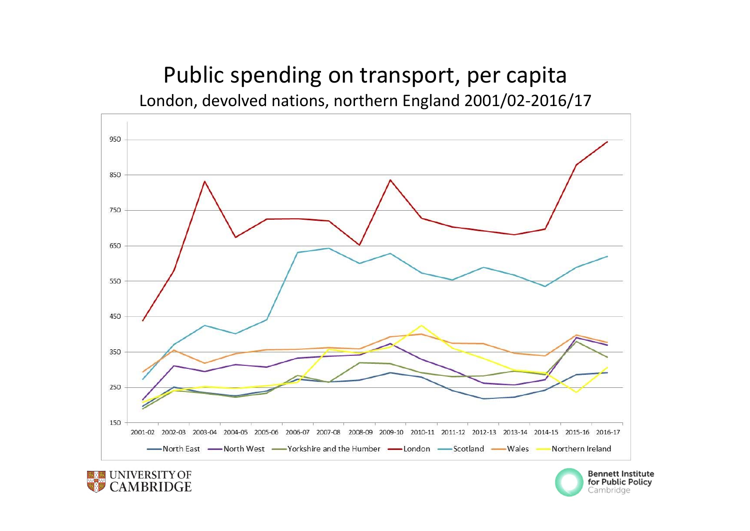# Public spending on transport, per capita

London, devolved nations, northern England 2001/02-2016/17

950

850

750

650

550

450

350

250

150

2001-02 2002-03 2003-04 2004-05 2005-06 2006-07 2007-08 2008-09 2009-10 2010-11 2011-12 2012-13 2013-14 2014-15 2015-16 2016-17

North East — North West — Yorkshire and the Humber — London — Scotland — Wales — Northern Ireland

UNIVERSITY OF CAMBRIDGE

Bennett Institute for Public Policy Cambridge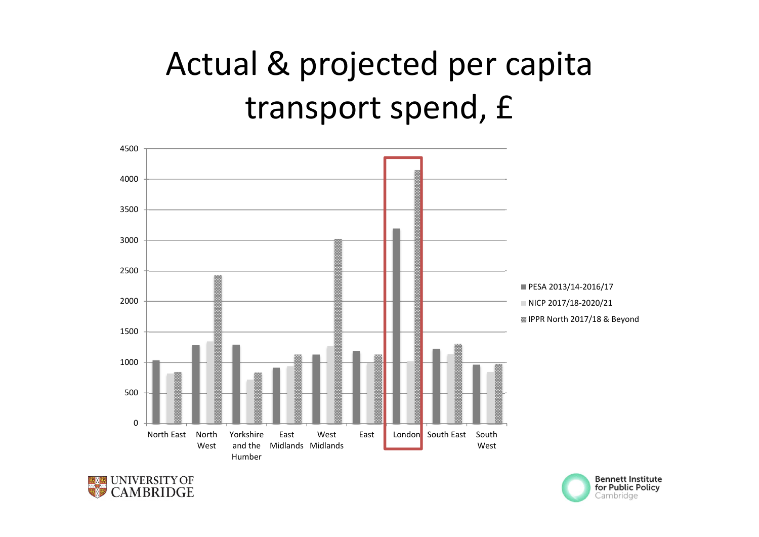# Actual & projected per capita transport spend, £

| Region | PESA 2013/14-2016/17 | NICP 2017/18-2020/21 | IPPR North 2017/18 & Beyond |
|---|---|---|---|
| North East | | | |
| North West | | | |
| Yorkshire and the Humber | | | |
| East Midlands | | | |
| West Midlands | | | |
| East | | | |
| London | | | |
| South East | | | |
| South West | | | |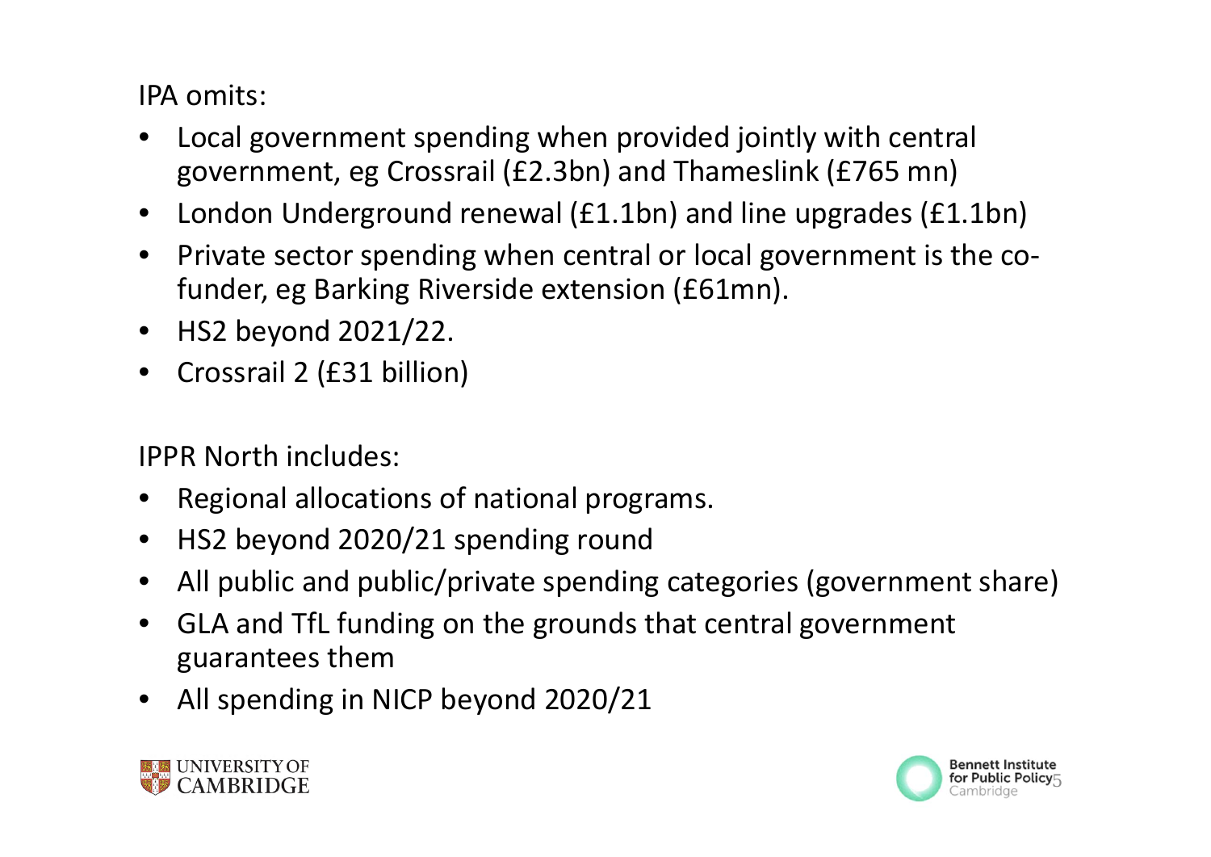IPA omits:

- Local government spending when provided jointly with central government, eg Crossrail (£2.3bn) and Thameslink (£765 mn)
- London Underground renewal (£1.1bn) and line upgrades (£1.1bn)
- Private sector spending when central or local government is the co-funder, eg Barking Riverside extension (£61mn).
- HS2 beyond 2021/22.
- Crossrail 2 (£31 billion)

IPPR North includes:

- Regional allocations of national programs.
- HS2 beyond 2020/21 spending round
- All public and public/private spending categories (government share)
- GLA and TfL funding on the grounds that central government guarantees them
- All spending in NICP beyond 2020/21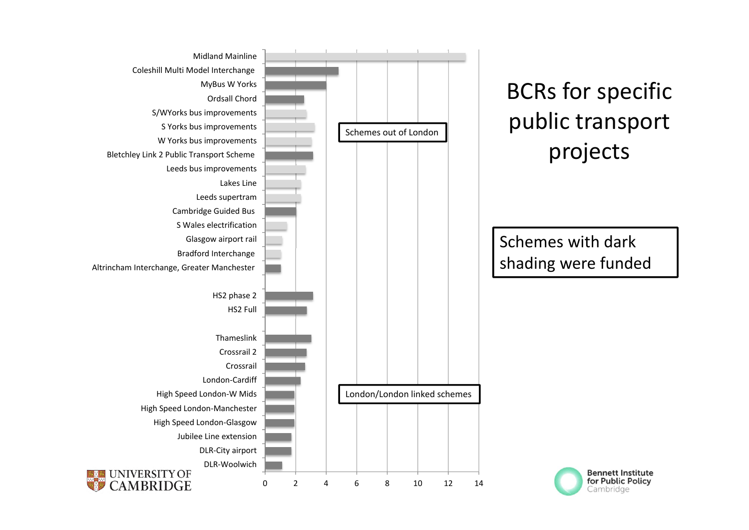# BCRs for specific public transport projects

Schemes with dark shading were funded

| Scheme | BCR (approx.) | Funded |
|---|---|---|
| **Schemes out of London** | | |
| Midland Mainline | 13.1 | No |
| Coleshill Multi Model Interchange | 4.8 | Yes |
| MyBus W Yorks | 4.0 | Yes |
| Ordsall Chord | 2.5 | Yes |
| S/WYorks bus improvements | 2.7 | No |
| S Yorks bus improvements | 3.2 | No |
| W Yorks bus improvements | 3.0 | No |
| Bletchley Link 2 Public Transport Scheme | 3.1 | Yes |
| Leeds bus improvements | 2.6 | No |
| Lakes Line | 2.3 | No |
| Leeds supertram | 2.3 | No |
| Cambridge Guided Bus | 2.0 | Yes |
| S Wales electrification | 1.4 | No |
| Glasgow airport rail | 1.1 | No |
| Bradford Interchange | 1.0 | No |
| Altrincham Interchange, Greater Manchester | 1.0 | Yes |
| HS2 phase 2 | 3.1 | Yes |
| HS2 Full | 2.7 | Yes |
| **London/London linked schemes** | | |
| Thameslink | 3.0 | Yes |
| Crossrail 2 | 2.7 | Yes |
| Crossrail | 2.6 | Yes |
| London-Cardiff | 2.3 | Yes |
| High Speed London-W Mids | 1.9 | Yes |
| High Speed London-Manchester | 1.9 | Yes |
| High Speed London-Glasgow | 1.9 | Yes |
| Jubilee Line extension | 1.7 | Yes |
| DLR-City airport | 1.7 | Yes |
| DLR-Woolwich | 1.1 | Yes |

UNIVERSITY OF CAMBRIDGE

Bennett Institute for Public Policy Cambridge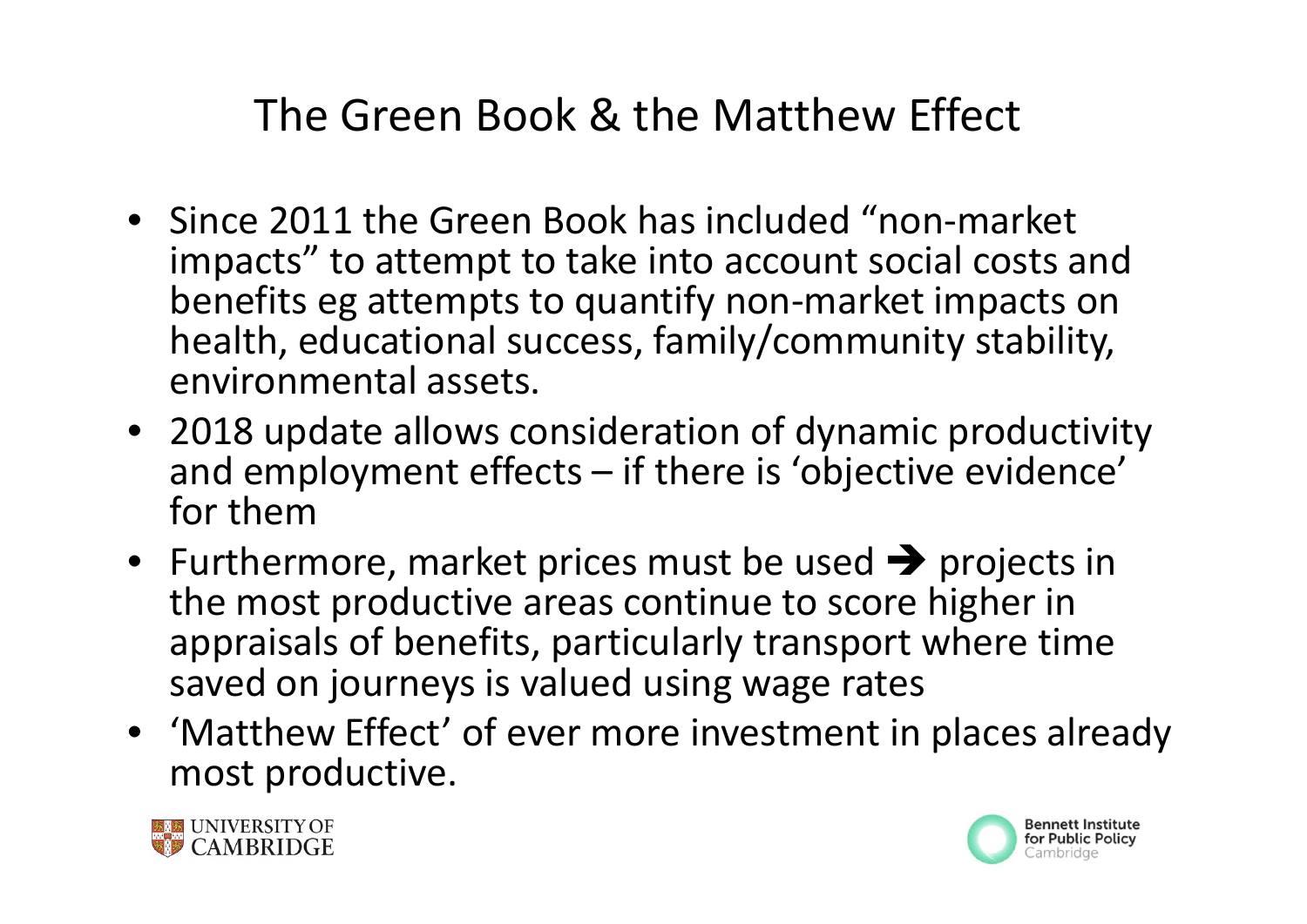# The Green Book & the Matthew Effect

- Since 2011 the Green Book has included "non-market impacts" to attempt to take into account social costs and benefits eg attempts to quantify non-market impacts on health, educational success, family/community stability, environmental assets.
- 2018 update allows consideration of dynamic productivity and employment effects – if there is 'objective evidence' for them
- Furthermore, market prices must be used ➔ projects in the most productive areas continue to score higher in appraisals of benefits, particularly transport where time saved on journeys is valued using wage rates
- 'Matthew Effect' of ever more investment in places already most productive.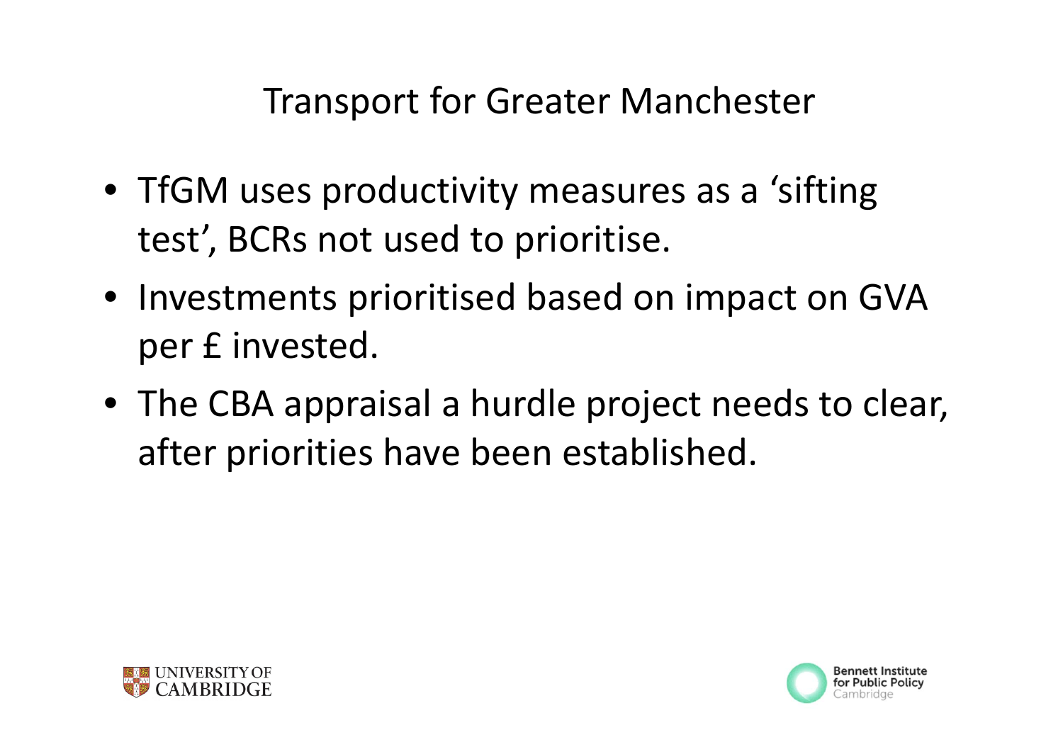# Transport for Greater Manchester

- TfGM uses productivity measures as a 'sifting test', BCRs not used to prioritise.
- Investments prioritised based on impact on GVA per £ invested.
- The CBA appraisal a hurdle project needs to clear, after priorities have been established.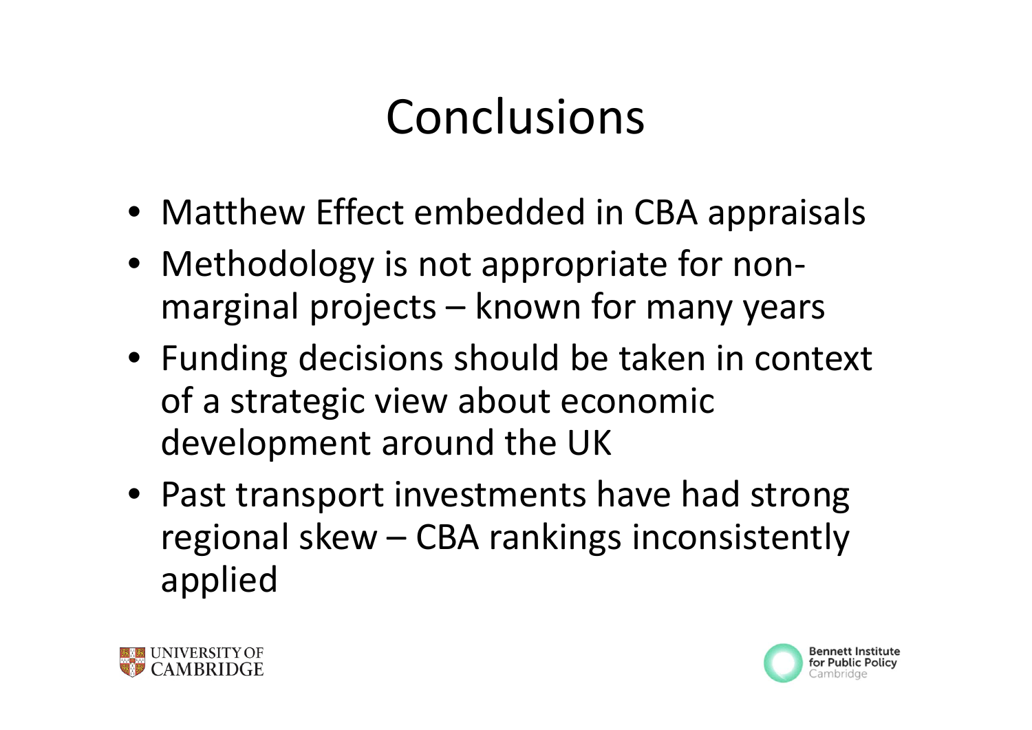# Conclusions

- Matthew Effect embedded in CBA appraisals
- Methodology is not appropriate for non-marginal projects – known for many years
- Funding decisions should be taken in context of a strategic view about economic development around the UK
- Past transport investments have had strong regional skew – CBA rankings inconsistently applied